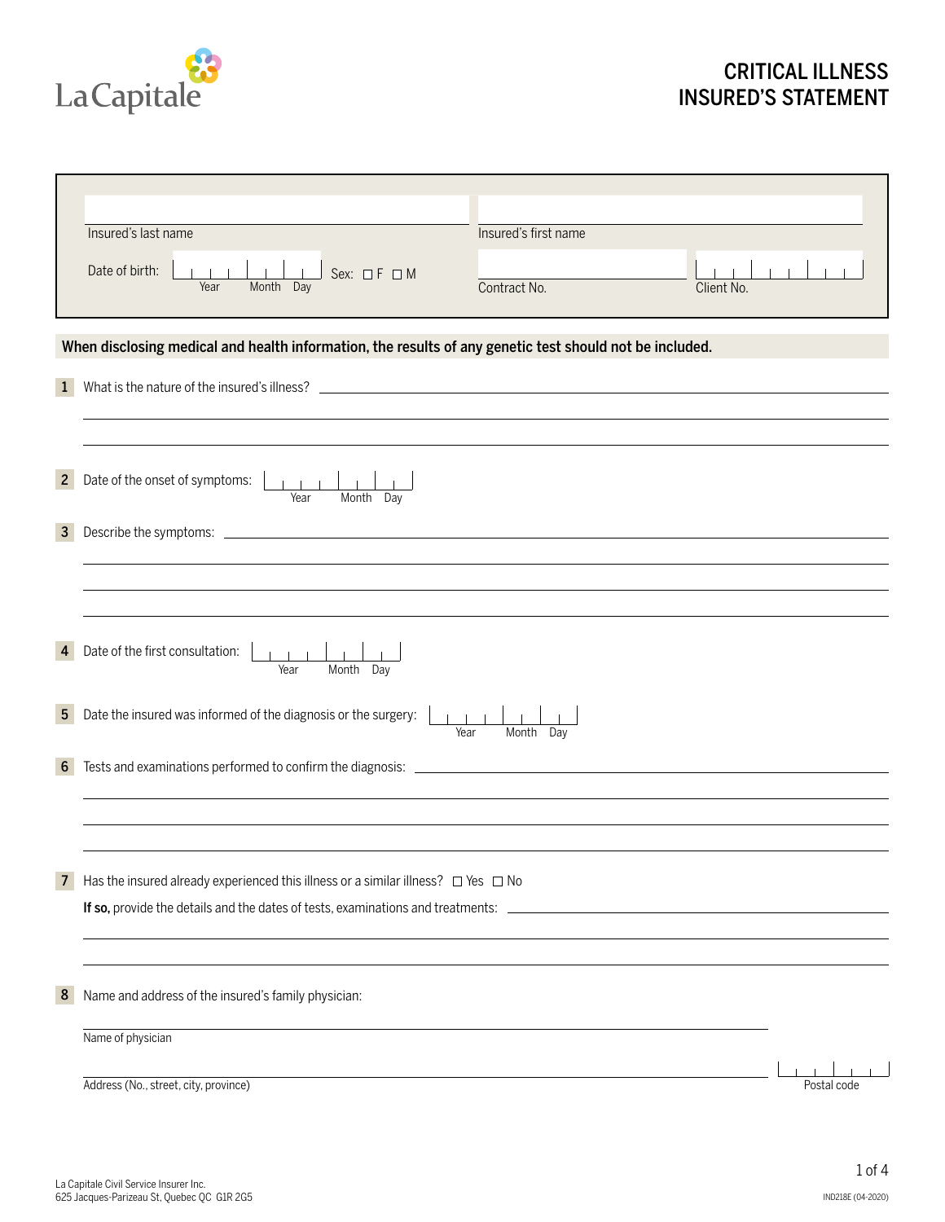La Capitale

# CRITICAL ILLNESS INSURED'S STATEMENT

Insured's last name: ____________________

Insured's first name: ____________________

Date of birth: Year | Month | Day

Sex: ☐ F ☐ M

Contract No.: ____________________

Client No.: ____________________

**When disclosing medical and health information, the results of any genetic test should not be included.**

**1** What is the nature of the insured's illness? ____________________

**2** Date of the onset of symptoms: Year | Month | Day

**3** Describe the symptoms: ____________________

**4** Date of the first consultation: Year | Month | Day

**5** Date the insured was informed of the diagnosis or the surgery: Year | Month | Day

**6** Tests and examinations performed to confirm the diagnosis: ____________________

**7** Has the insured already experienced this illness or a similar illness? ☐ Yes ☐ No

**If so,** provide the details and the dates of tests, examinations and treatments: ____________________

**8** Name and address of the insured's family physician:

Name of physician: ____________________

Address (No., street, city, province): ____________________

Postal code: ____________________

La Capitale Civil Service Insurer Inc.
625 Jacques-Parizeau St, Quebec QC G1R 2G5

IND218E (04-2020)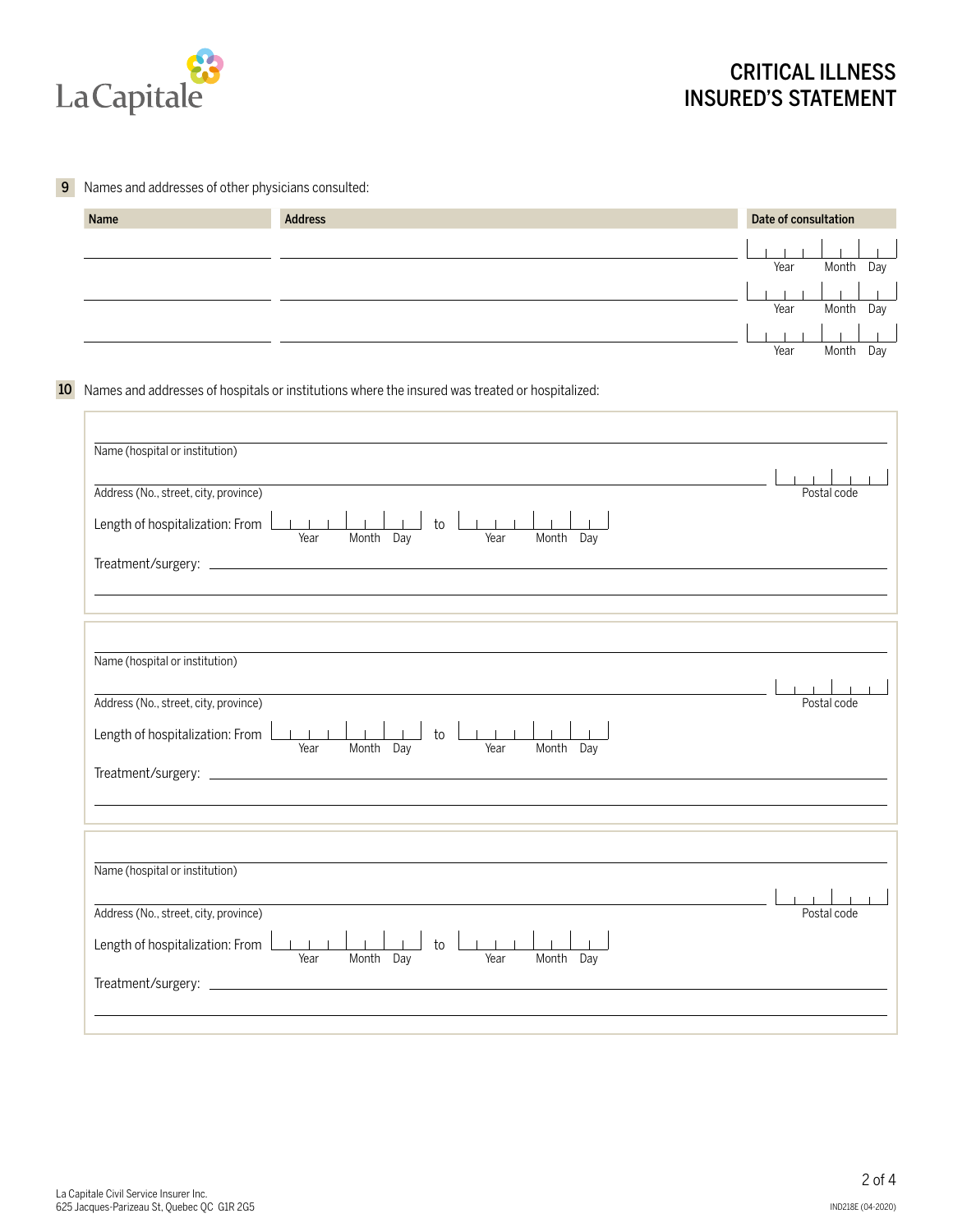# CRITICAL ILLNESS INSURED'S STATEMENT

**9** Names and addresses of other physicians consulted:

| Name | Address | Date of consultation |
|---|---|---|
| | | Year Month Day |
| | | Year Month Day |
| | | Year Month Day |

**10** Names and addresses of hospitals or institutions where the insured was treated or hospitalized:

Name (hospital or institution)

Address (No., street, city, province) — Postal code

Length of hospitalization: From (Year Month Day) to (Year Month Day)

Treatment/surgery:

---

Name (hospital or institution)

Address (No., street, city, province) — Postal code

Length of hospitalization: From (Year Month Day) to (Year Month Day)

Treatment/surgery:

---

Name (hospital or institution)

Address (No., street, city, province) — Postal code

Length of hospitalization: From (Year Month Day) to (Year Month Day)

Treatment/surgery:

La Capitale Civil Service Insurer Inc.
625 Jacques-Parizeau St, Quebec QC G1R 2G5

IND218E (04-2020)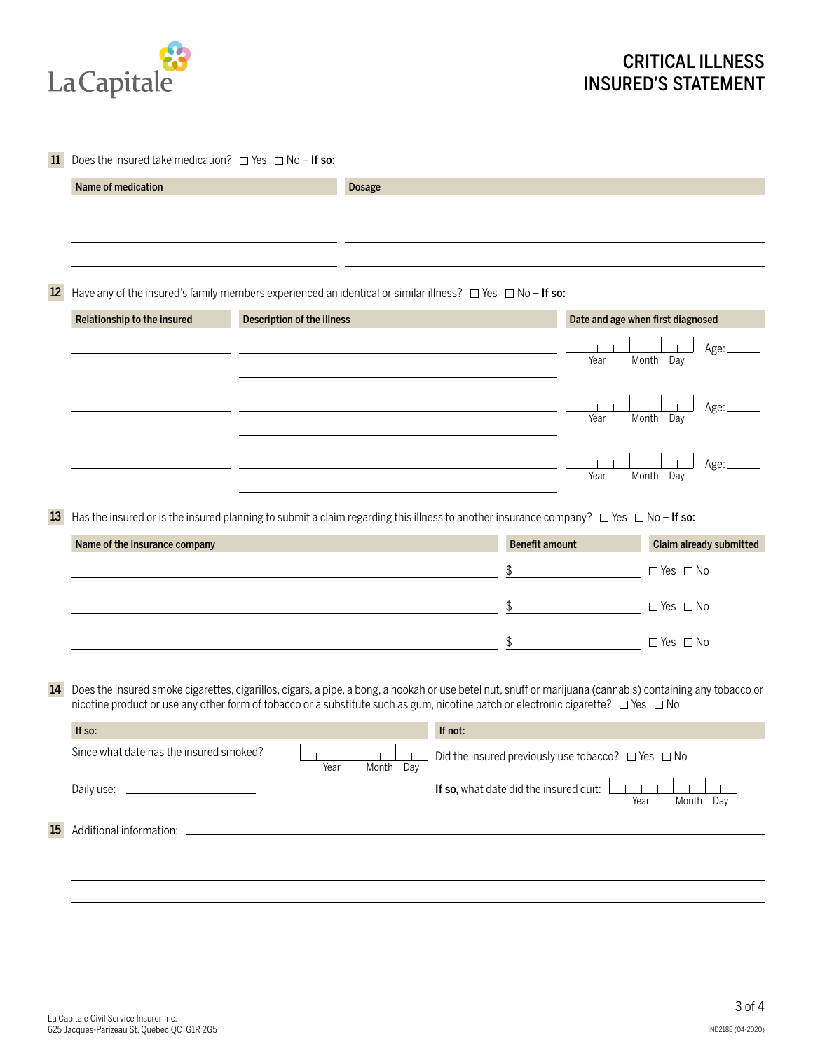# CRITICAL ILLNESS INSURED'S STATEMENT

**11** Does the insured take medication? ☐ Yes ☐ No – **If so:**

| Name of medication | Dosage |
|---|---|
| | |
| | |
| | |

**12** Have any of the insured's family members experienced an identical or similar illness? ☐ Yes ☐ No – **If so:**

| Relationship to the insured | Description of the illness | Date and age when first diagnosed |
|---|---|---|
| | | Year / Month / Day Age: |
| | | Year / Month / Day Age: |
| | | Year / Month / Day Age: |

**13** Has the insured or is the insured planning to submit a claim regarding this illness to another insurance company? ☐ Yes ☐ No – **If so:**

| Name of the insurance company | Benefit amount | Claim already submitted |
|---|---|---|
| | $ | ☐ Yes ☐ No |
| | $ | ☐ Yes ☐ No |
| | $ | ☐ Yes ☐ No |

**14** Does the insured smoke cigarettes, cigarillos, cigars, a pipe, a bong, a hookah or use betel nut, snuff or marijuana (cannabis) containing any tobacco or nicotine product or use any other form of tobacco or a substitute such as gum, nicotine patch or electronic cigarette? ☐ Yes ☐ No

| If so: | If not: |
|---|---|
| Since what date has the insured smoked? Year / Month / Day | Did the insured previously use tobacco? ☐ Yes ☐ No |
| Daily use: ______ | **If so,** what date did the insured quit: Year / Month / Day |

**15** Additional information: ______

La Capitale Civil Service Insurer Inc.
625 Jacques-Parizeau St, Quebec QC G1R 2G5

IND218E (04-2020)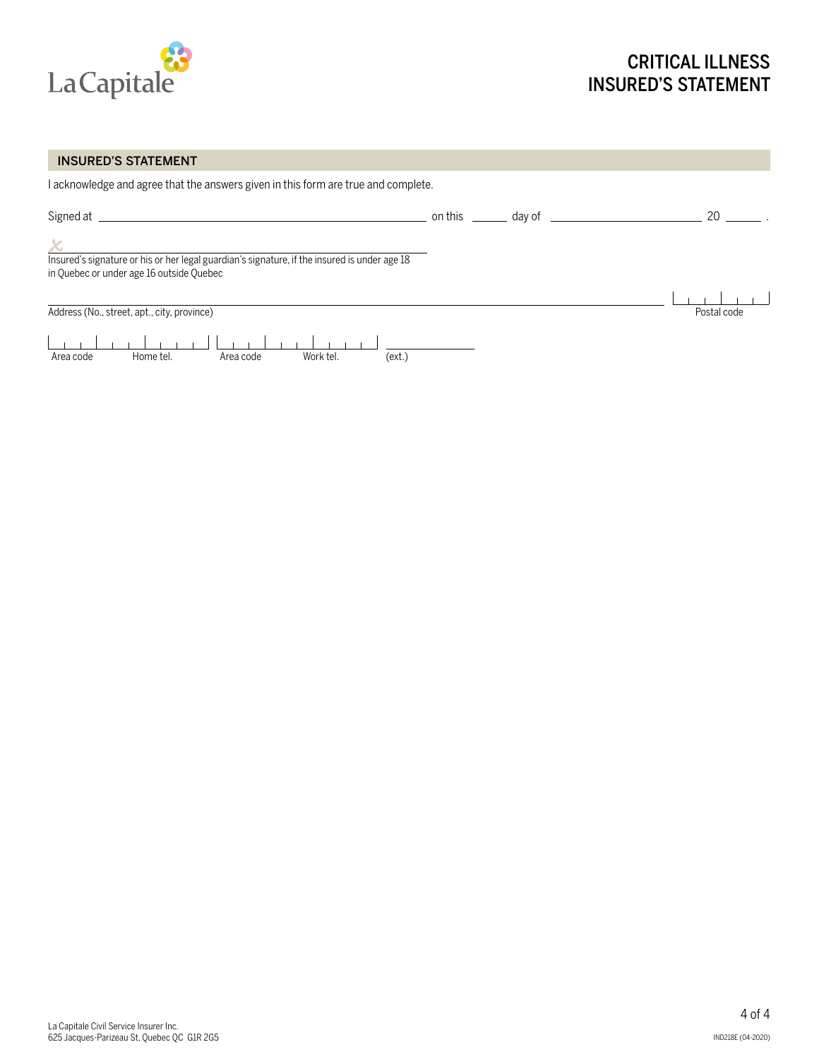# CRITICAL ILLNESS INSURED'S STATEMENT

## INSURED'S STATEMENT

I acknowledge and agree that the answers given in this form are true and complete.

Signed at ______________________________ on this ______ day of ______________________ 20 ______ .

X ______________________________

Insured's signature or his or her legal guardian's signature, if the insured is under age 18 in Quebec or under age 16 outside Quebec

______________________________ Postal code

Address (No., street, apt., city, province)

Area code | Home tel. | Area code | Work tel. | (ext.)

La Capitale Civil Service Insurer Inc.
625 Jacques-Parizeau St, Quebec QC G1R 2G5

IND218E (04-2020)